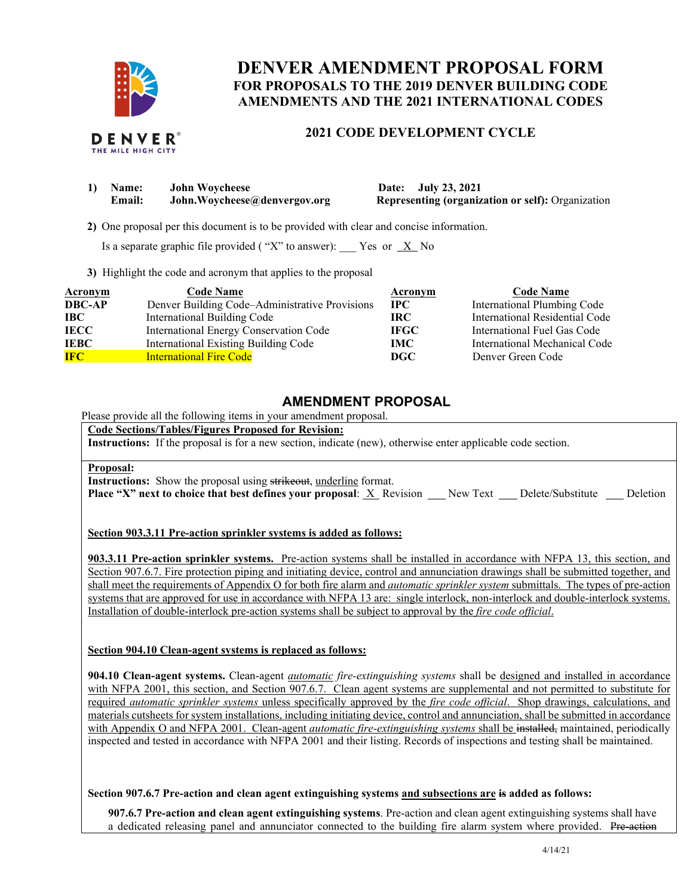# DENVER AMENDMENT PROPOSAL FORM

## FOR PROPOSALS TO THE 2019 DENVER BUILDING CODE AMENDMENTS AND THE 2021 INTERNATIONAL CODES

### 2021 CODE DEVELOPMENT CYCLE

**1) Name:** **John Woycheese** **Date:** **July 23, 2021**
**Email:** **John.Woycheese@denvergov.org** **Representing (organization or self):** Organization

**2)** One proposal per this document is to be provided with clear and concise information.

Is a separate graphic file provided ( "X" to answer): ___ Yes or _X_ No

**3)** Highlight the code and acronym that applies to the proposal

| Acronym | Code Name | Acronym | Code Name |
|---|---|---|---|
| **DBC-AP** | Denver Building Code–Administrative Provisions | **IPC** | International Plumbing Code |
| **IBC** | International Building Code | **IRC** | International Residential Code |
| **IECC** | International Energy Conservation Code | **IFGC** | International Fuel Gas Code |
| **IEBC** | International Existing Building Code | **IMC** | International Mechanical Code |
| **IFC** | International Fire Code | **DGC** | Denver Green Code |

## AMENDMENT PROPOSAL

Please provide all the following items in your amendment proposal.

**Code Sections/Tables/Figures Proposed for Revision:**
**Instructions:** If the proposal is for a new section, indicate (new), otherwise enter applicable code section.

**Proposal:**
**Instructions:** Show the proposal using ~~strikeout~~, <u>underline</u> format.
**Place "X" next to choice that best defines your proposal**: _X_ Revision ___ New Text ___ Delete/Substitute ___ Deletion

**<u>Section 903.3.11 Pre-action sprinkler systems is added as follows:</u>**

<u>**903.3.11 Pre-action sprinkler systems.** Pre-action systems shall be installed in accordance with NFPA 13, this section, and Section 907.6.7. Fire protection piping and initiating device, control and annunciation drawings shall be submitted together, and shall meet the requirements of Appendix O for both fire alarm and *automatic sprinkler system* submittals. The types of pre-action systems that are approved for use in accordance with NFPA 13 are: single interlock, non-interlock and double-interlock systems. Installation of double-interlock pre-action systems shall be subject to approval by the *fire code official*.</u>

**<u>Section 904.10 Clean-agent systems is replaced as follows:</u>**

**904.10 Clean-agent systems.** Clean-agent *automatic fire-extinguishing systems* shall be <u>designed and installed in accordance with NFPA 2001, this section, and Section 907.6.7. Clean agent systems are supplemental and not permitted to substitute for required *automatic sprinkler systems* unless specifically approved by the *fire code official*. Shop drawings, calculations, and materials cutsheets for system installations, including initiating device, control and annunciation, shall be submitted in accordance with Appendix O and NFPA 2001. Clean-agent *automatic fire-extinguishing systems* shall be</u> ~~installed,~~ maintained, periodically inspected and tested in accordance with NFPA 2001 and their listing. Records of inspections and testing shall be maintained.

**Section 907.6.7 Pre-action and clean agent extinguishing systems <u>and subsections are</u> ~~is~~ added as follows:**

**907.6.7 Pre-action and clean agent extinguishing systems**. Pre-action and clean agent extinguishing systems shall have a dedicated releasing panel and annunciator connected to the building fire alarm system where provided. ~~Pre-action~~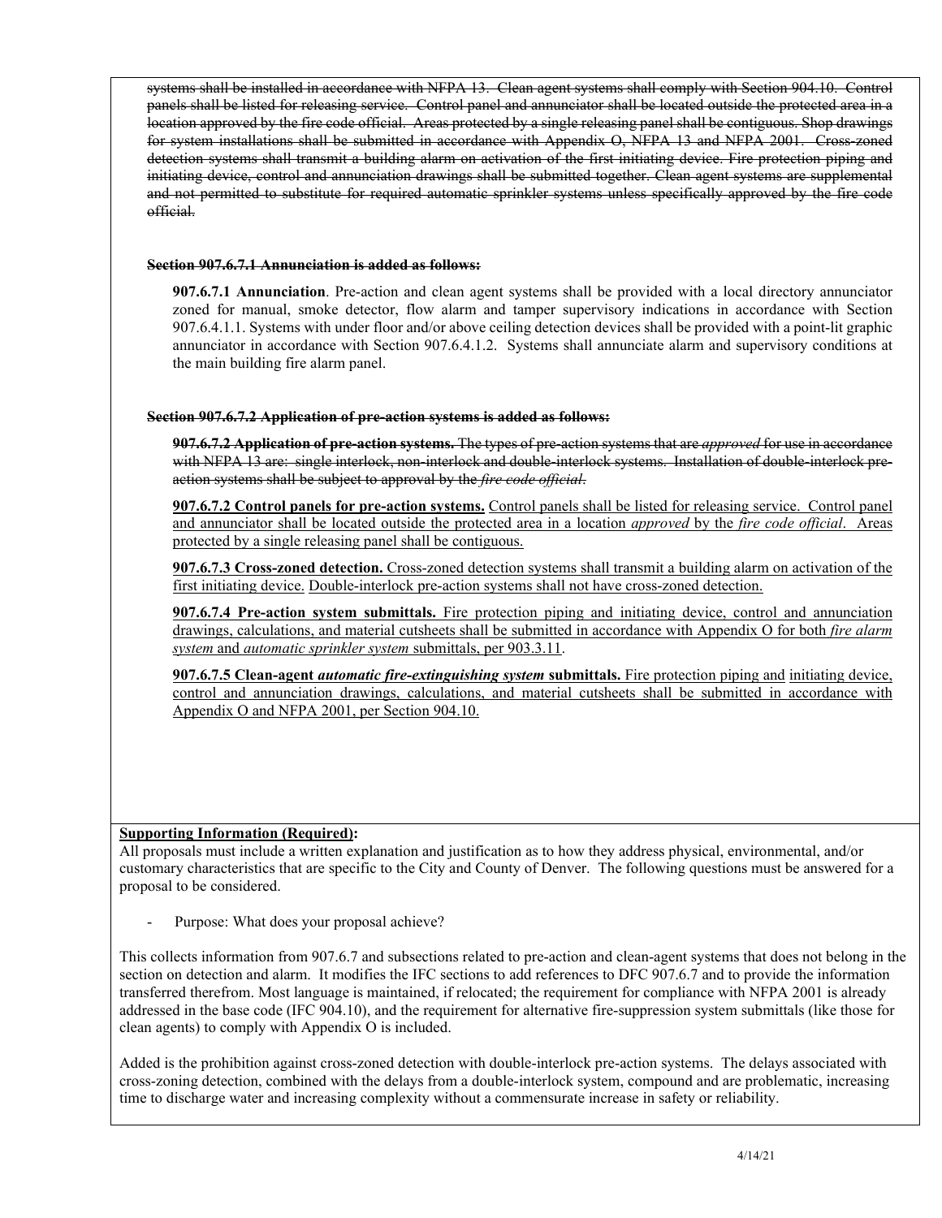~~systems shall be installed in accordance with NFPA 13. Clean agent systems shall comply with Section 904.10. Control panels shall be listed for releasing service. Control panel and annunciator shall be located outside the protected area in a location approved by the fire code official. Areas protected by a single releasing panel shall be contiguous. Shop drawings for system installations shall be submitted in accordance with Appendix O, NFPA 13 and NFPA 2001. Cross-zoned detection systems shall transmit a building alarm on activation of the first initiating device. Fire protection piping and initiating device, control and annunciation drawings shall be submitted together. Clean agent systems are supplemental and not permitted to substitute for required automatic sprinkler systems unless specifically approved by the fire code official.~~

~~**Section 907.6.7.1 Annunciation is added as follows:**~~

**907.6.7.1 Annunciation**. Pre-action and clean agent systems shall be provided with a local directory annunciator zoned for manual, smoke detector, flow alarm and tamper supervisory indications in accordance with Section 907.6.4.1.1. Systems with under floor and/or above ceiling detection devices shall be provided with a point-lit graphic annunciator in accordance with Section 907.6.4.1.2. Systems shall annunciate alarm and supervisory conditions at the main building fire alarm panel.

~~**Section 907.6.7.2 Application of pre-action systems is added as follows:**~~

~~**907.6.7.2 Application of pre-action systems.** The types of pre-action systems that are *approved* for use in accordance with NFPA 13 are: single interlock, non-interlock and double-interlock systems. Installation of double-interlock pre-action systems shall be subject to approval by the *fire code official*.~~

**907.6.7.2 Control panels for pre-action systems.** Control panels shall be listed for releasing service. Control panel and annunciator shall be located outside the protected area in a location *approved* by the *fire code official*. Areas protected by a single releasing panel shall be contiguous.

**907.6.7.3 Cross-zoned detection.** Cross-zoned detection systems shall transmit a building alarm on activation of the first initiating device. Double-interlock pre-action systems shall not have cross-zoned detection.

**907.6.7.4 Pre-action system submittals.** Fire protection piping and initiating device, control and annunciation drawings, calculations, and material cutsheets shall be submitted in accordance with Appendix O for both *fire alarm system* and *automatic sprinkler system* submittals, per 903.3.11.

**907.6.7.5 Clean-agent *automatic fire-extinguishing system* submittals.** Fire protection piping and initiating device, control and annunciation drawings, calculations, and material cutsheets shall be submitted in accordance with Appendix O and NFPA 2001, per Section 904.10.

**Supporting Information (Required):**

All proposals must include a written explanation and justification as to how they address physical, environmental, and/or customary characteristics that are specific to the City and County of Denver. The following questions must be answered for a proposal to be considered.

- Purpose: What does your proposal achieve?

This collects information from 907.6.7 and subsections related to pre-action and clean-agent systems that does not belong in the section on detection and alarm. It modifies the IFC sections to add references to DFC 907.6.7 and to provide the information transferred therefrom. Most language is maintained, if relocated; the requirement for compliance with NFPA 2001 is already addressed in the base code (IFC 904.10), and the requirement for alternative fire-suppression system submittals (like those for clean agents) to comply with Appendix O is included.

Added is the prohibition against cross-zoned detection with double-interlock pre-action systems. The delays associated with cross-zoning detection, combined with the delays from a double-interlock system, compound and are problematic, increasing time to discharge water and increasing complexity without a commensurate increase in safety or reliability.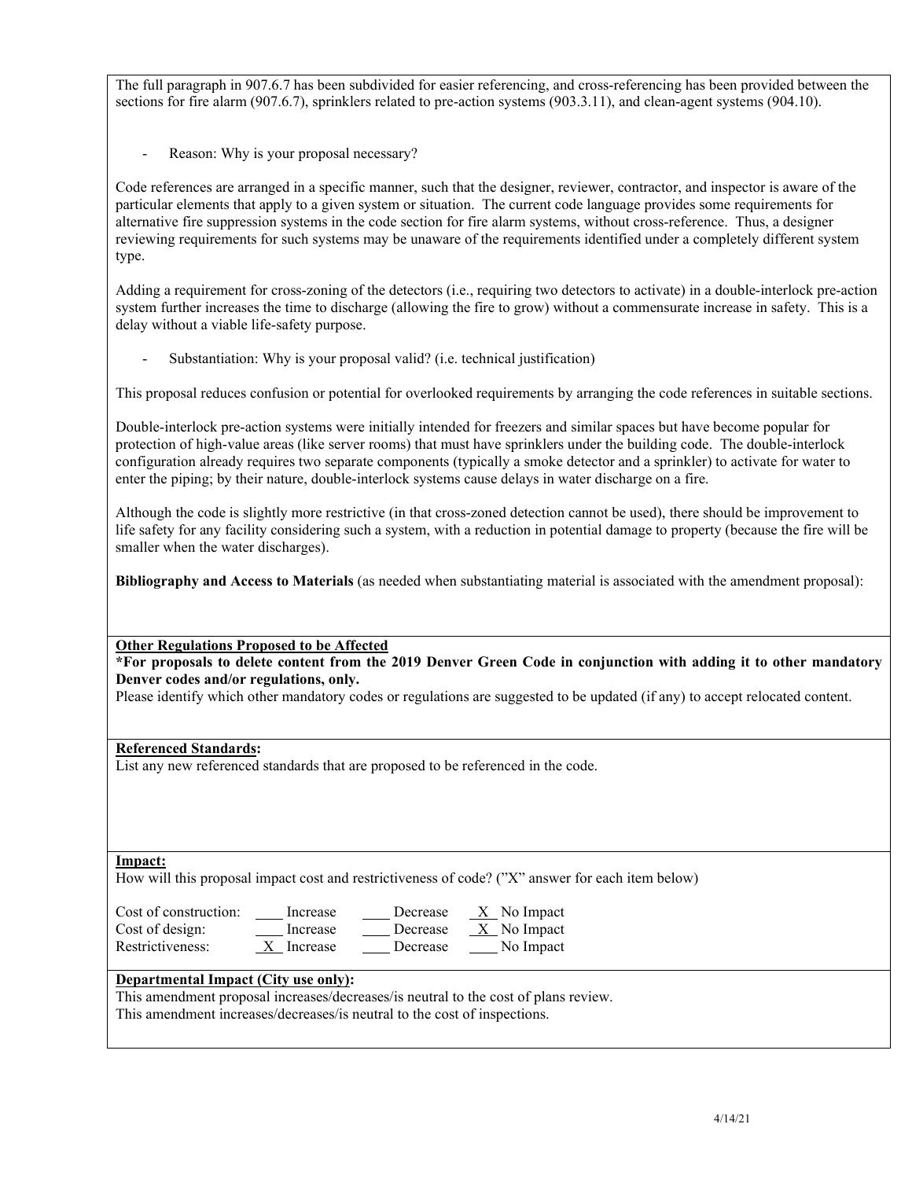The full paragraph in 907.6.7 has been subdivided for easier referencing, and cross-referencing has been provided between the sections for fire alarm (907.6.7), sprinklers related to pre-action systems (903.3.11), and clean-agent systems (904.10).

- Reason: Why is your proposal necessary?

Code references are arranged in a specific manner, such that the designer, reviewer, contractor, and inspector is aware of the particular elements that apply to a given system or situation. The current code language provides some requirements for alternative fire suppression systems in the code section for fire alarm systems, without cross-reference. Thus, a designer reviewing requirements for such systems may be unaware of the requirements identified under a completely different system type.

Adding a requirement for cross-zoning of the detectors (i.e., requiring two detectors to activate) in a double-interlock pre-action system further increases the time to discharge (allowing the fire to grow) without a commensurate increase in safety. This is a delay without a viable life-safety purpose.

- Substantiation: Why is your proposal valid? (i.e. technical justification)

This proposal reduces confusion or potential for overlooked requirements by arranging the code references in suitable sections.

Double-interlock pre-action systems were initially intended for freezers and similar spaces but have become popular for protection of high-value areas (like server rooms) that must have sprinklers under the building code. The double-interlock configuration already requires two separate components (typically a smoke detector and a sprinkler) to activate for water to enter the piping; by their nature, double-interlock systems cause delays in water discharge on a fire.

Although the code is slightly more restrictive (in that cross-zoned detection cannot be used), there should be improvement to life safety for any facility considering such a system, with a reduction in potential damage to property (because the fire will be smaller when the water discharges).

**Bibliography and Access to Materials** (as needed when substantiating material is associated with the amendment proposal):

**Other Regulations Proposed to be Affected**

***For proposals to delete content from the 2019 Denver Green Code in conjunction with adding it to other mandatory Denver codes and/or regulations, only.**

Please identify which other mandatory codes or regulations are suggested to be updated (if any) to accept relocated content.

**Referenced Standards:**

List any new referenced standards that are proposed to be referenced in the code.

**Impact:**

How will this proposal impact cost and restrictiveness of code? (”X” answer for each item below)

| | | | |
|---|---|---|---|
| Cost of construction: | ____ Increase | ____ Decrease | _X_ No Impact |
| Cost of design: | ____ Increase | ____ Decrease | _X_ No Impact |
| Restrictiveness: | _X_ Increase | ____ Decrease | ____ No Impact |

**Departmental Impact (City use only):**

This amendment proposal increases/decreases/is neutral to the cost of plans review.

This amendment increases/decreases/is neutral to the cost of inspections.